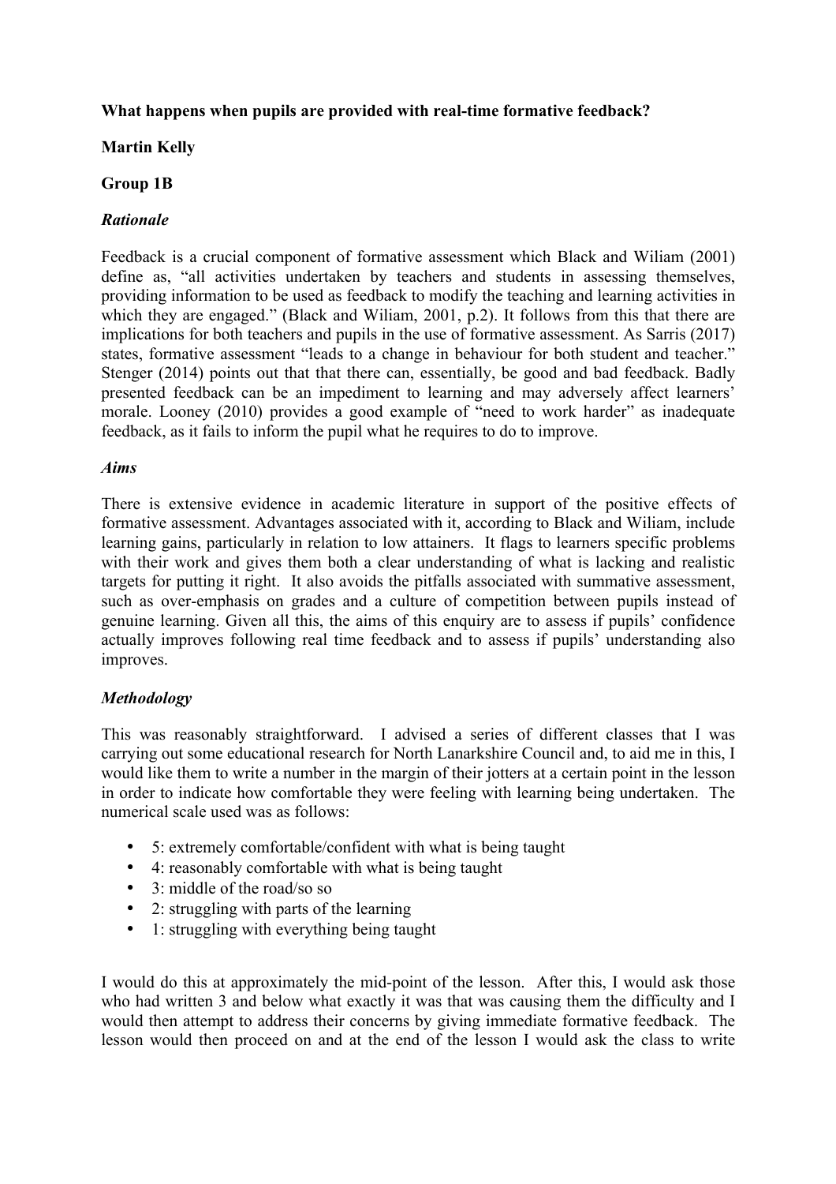**What happens when pupils are provided with real-time formative feedback?**

**Martin Kelly**

**Group 1B**

***Rationale***

Feedback is a crucial component of formative assessment which Black and Wiliam (2001) define as, "all activities undertaken by teachers and students in assessing themselves, providing information to be used as feedback to modify the teaching and learning activities in which they are engaged." (Black and Wiliam, 2001, p.2). It follows from this that there are implications for both teachers and pupils in the use of formative assessment. As Sarris (2017) states, formative assessment "leads to a change in behaviour for both student and teacher." Stenger (2014) points out that that there can, essentially, be good and bad feedback. Badly presented feedback can be an impediment to learning and may adversely affect learners' morale. Looney (2010) provides a good example of "need to work harder" as inadequate feedback, as it fails to inform the pupil what he requires to do to improve.

***Aims***

There is extensive evidence in academic literature in support of the positive effects of formative assessment. Advantages associated with it, according to Black and Wiliam, include learning gains, particularly in relation to low attainers. It flags to learners specific problems with their work and gives them both a clear understanding of what is lacking and realistic targets for putting it right. It also avoids the pitfalls associated with summative assessment, such as over-emphasis on grades and a culture of competition between pupils instead of genuine learning. Given all this, the aims of this enquiry are to assess if pupils' confidence actually improves following real time feedback and to assess if pupils' understanding also improves.

***Methodology***

This was reasonably straightforward. I advised a series of different classes that I was carrying out some educational research for North Lanarkshire Council and, to aid me in this, I would like them to write a number in the margin of their jotters at a certain point in the lesson in order to indicate how comfortable they were feeling with learning being undertaken. The numerical scale used was as follows:

- 5: extremely comfortable/confident with what is being taught
- 4: reasonably comfortable with what is being taught
- 3: middle of the road/so so
- 2: struggling with parts of the learning
- 1: struggling with everything being taught

I would do this at approximately the mid-point of the lesson. After this, I would ask those who had written 3 and below what exactly it was that was causing them the difficulty and I would then attempt to address their concerns by giving immediate formative feedback. The lesson would then proceed on and at the end of the lesson I would ask the class to write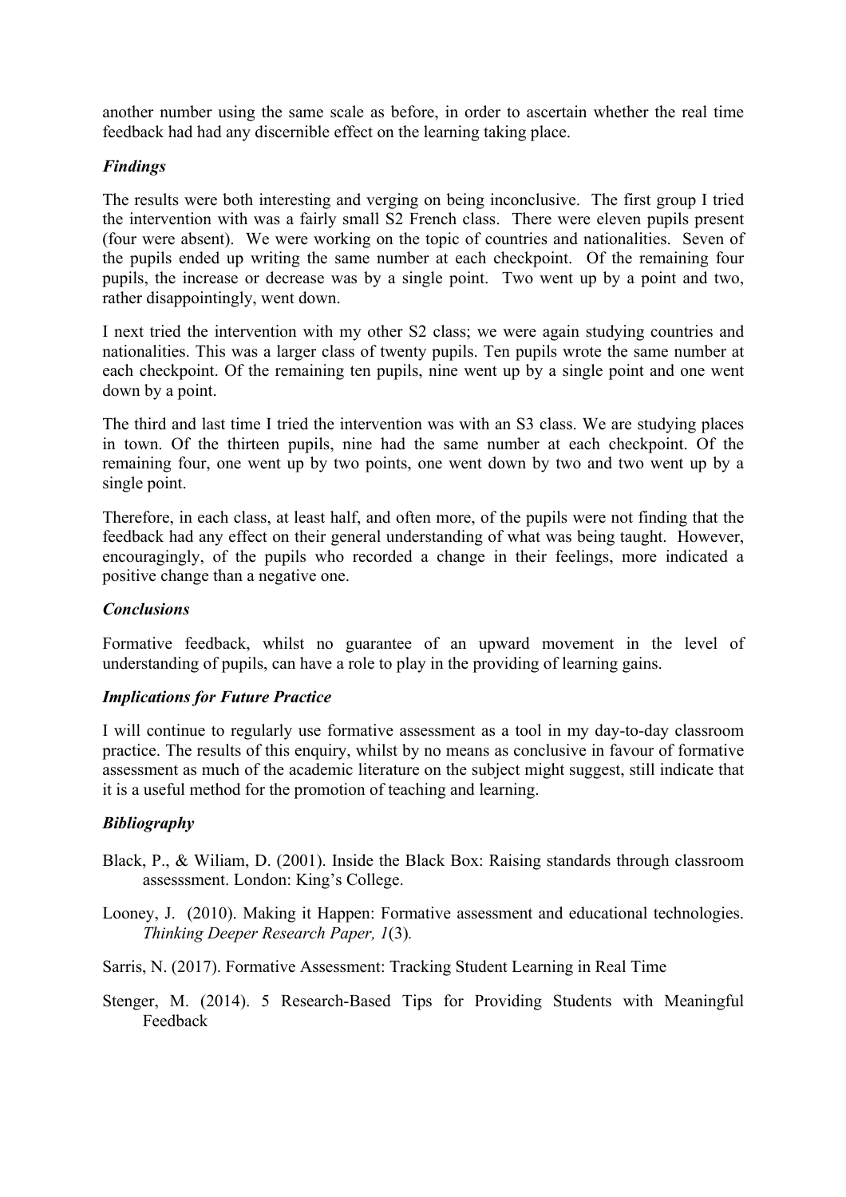another number using the same scale as before, in order to ascertain whether the real time feedback had had any discernible effect on the learning taking place.

### *Findings*

The results were both interesting and verging on being inconclusive. The first group I tried the intervention with was a fairly small S2 French class. There were eleven pupils present (four were absent). We were working on the topic of countries and nationalities. Seven of the pupils ended up writing the same number at each checkpoint. Of the remaining four pupils, the increase or decrease was by a single point. Two went up by a point and two, rather disappointingly, went down.

I next tried the intervention with my other S2 class; we were again studying countries and nationalities. This was a larger class of twenty pupils. Ten pupils wrote the same number at each checkpoint. Of the remaining ten pupils, nine went up by a single point and one went down by a point.

The third and last time I tried the intervention was with an S3 class. We are studying places in town. Of the thirteen pupils, nine had the same number at each checkpoint. Of the remaining four, one went up by two points, one went down by two and two went up by a single point.

Therefore, in each class, at least half, and often more, of the pupils were not finding that the feedback had any effect on their general understanding of what was being taught. However, encouragingly, of the pupils who recorded a change in their feelings, more indicated a positive change than a negative one.

### *Conclusions*

Formative feedback, whilst no guarantee of an upward movement in the level of understanding of pupils, can have a role to play in the providing of learning gains.

### *Implications for Future Practice*

I will continue to regularly use formative assessment as a tool in my day-to-day classroom practice. The results of this enquiry, whilst by no means as conclusive in favour of formative assessment as much of the academic literature on the subject might suggest, still indicate that it is a useful method for the promotion of teaching and learning.

### *Bibliography*

Black, P., & Wiliam, D. (2001). Inside the Black Box: Raising standards through classroom assesssment. London: King's College.

Looney, J. (2010). Making it Happen: Formative assessment and educational technologies. *Thinking Deeper Research Paper, 1*(3).

Sarris, N. (2017). Formative Assessment: Tracking Student Learning in Real Time

Stenger, M. (2014). 5 Research-Based Tips for Providing Students with Meaningful Feedback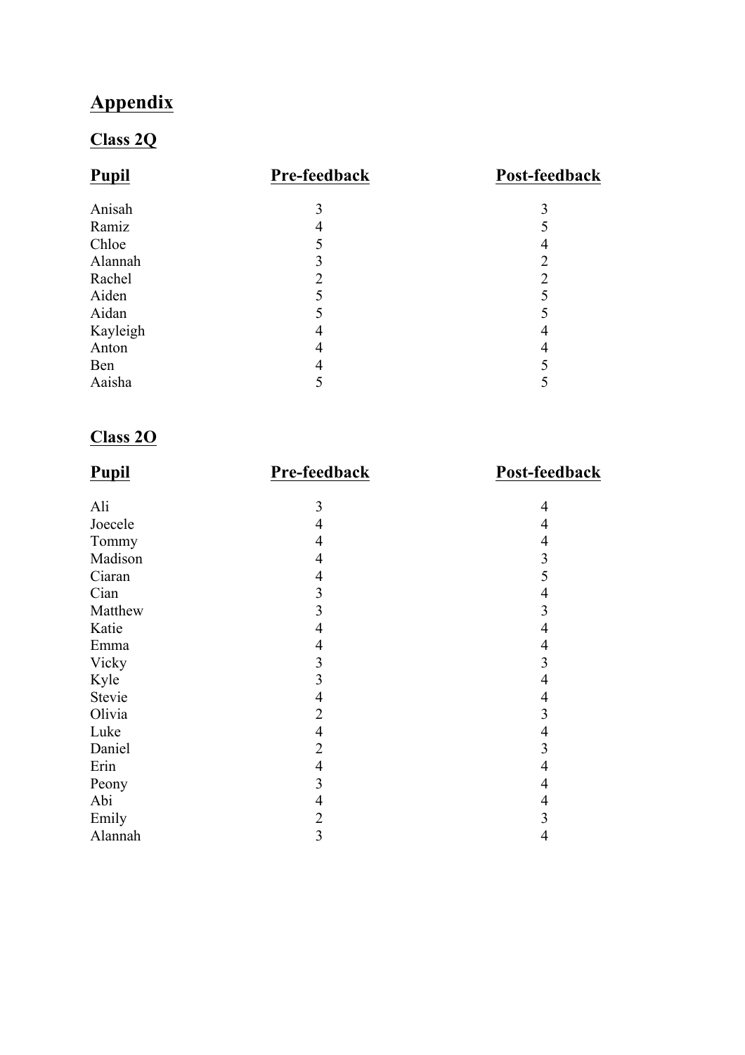# Appendix

## Class 2Q

| Pupil | Pre-feedback | Post-feedback |
|---|---|---|
| Anisah | 3 | 3 |
| Ramiz | 4 | 5 |
| Chloe | 5 | 4 |
| Alannah | 3 | 2 |
| Rachel | 2 | 2 |
| Aiden | 5 | 5 |
| Aidan | 5 | 5 |
| Kayleigh | 4 | 4 |
| Anton | 4 | 4 |
| Ben | 4 | 5 |
| Aaisha | 5 | 5 |

## Class 2O

| Pupil | Pre-feedback | Post-feedback |
|---|---|---|
| Ali | 3 | 4 |
| Joecele | 4 | 4 |
| Tommy | 4 | 4 |
| Madison | 4 | 3 |
| Ciaran | 4 | 5 |
| Cian | 3 | 4 |
| Matthew | 3 | 3 |
| Katie | 4 | 4 |
| Emma | 4 | 4 |
| Vicky | 3 | 3 |
| Kyle | 3 | 4 |
| Stevie | 4 | 4 |
| Olivia | 2 | 3 |
| Luke | 4 | 4 |
| Daniel | 2 | 3 |
| Erin | 4 | 4 |
| Peony | 3 | 4 |
| Abi | 4 | 4 |
| Emily | 2 | 3 |
| Alannah | 3 | 4 |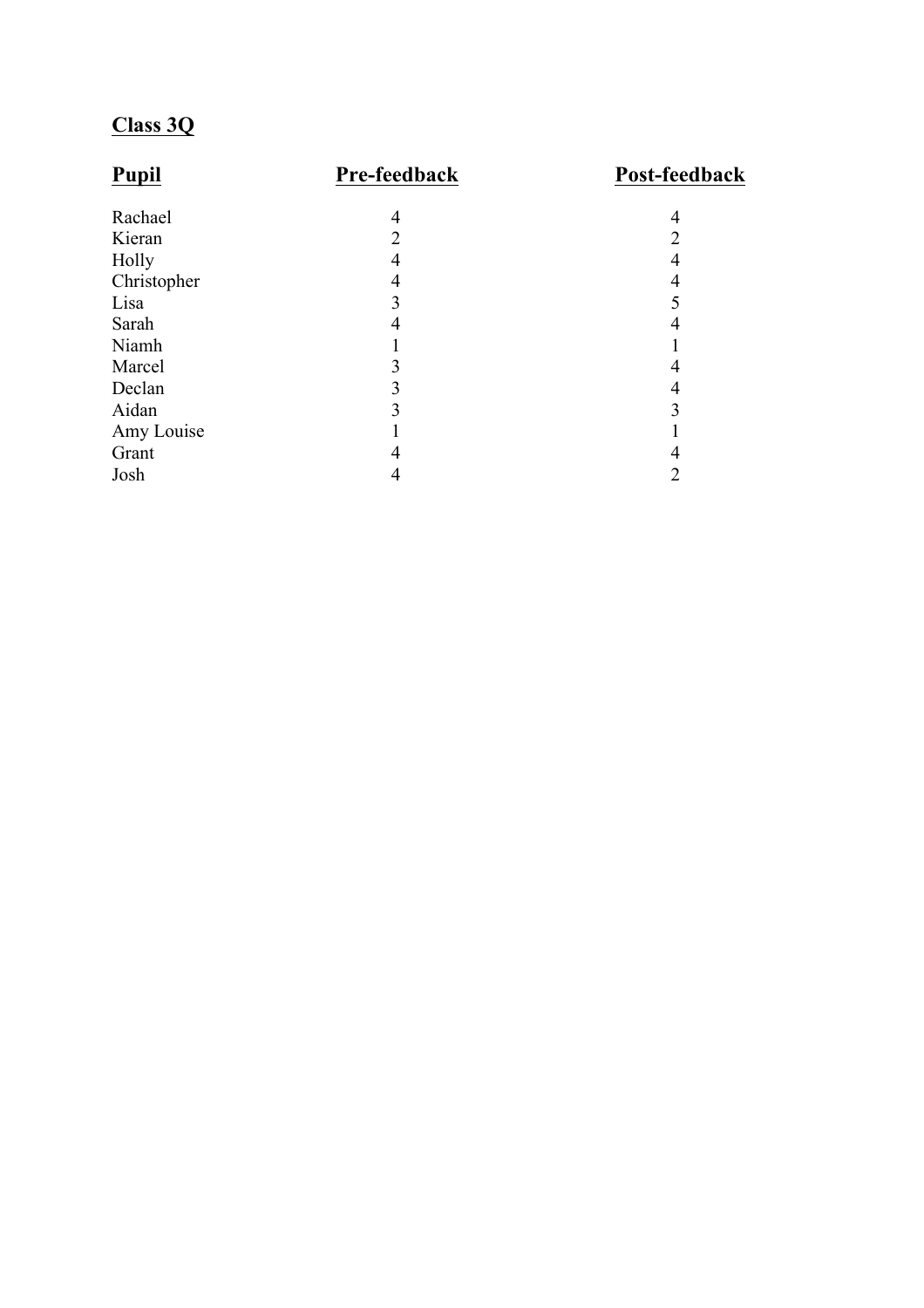## Class 3Q

| Pupil | Pre-feedback | Post-feedback |
|---|---|---|
| Rachael | 4 | 4 |
| Kieran | 2 | 2 |
| Holly | 4 | 4 |
| Christopher | 4 | 4 |
| Lisa | 3 | 5 |
| Sarah | 4 | 4 |
| Niamh | 1 | 1 |
| Marcel | 3 | 4 |
| Declan | 3 | 4 |
| Aidan | 3 | 3 |
| Amy Louise | 1 | 1 |
| Grant | 4 | 4 |
| Josh | 4 | 2 |